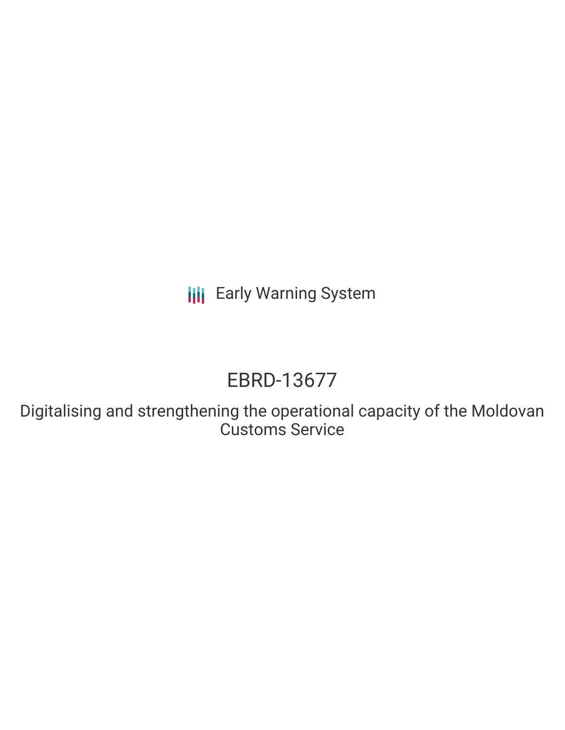Early Warning System

# EBRD-13677

## Digitalising and strengthening the operational capacity of the Moldovan Customs Service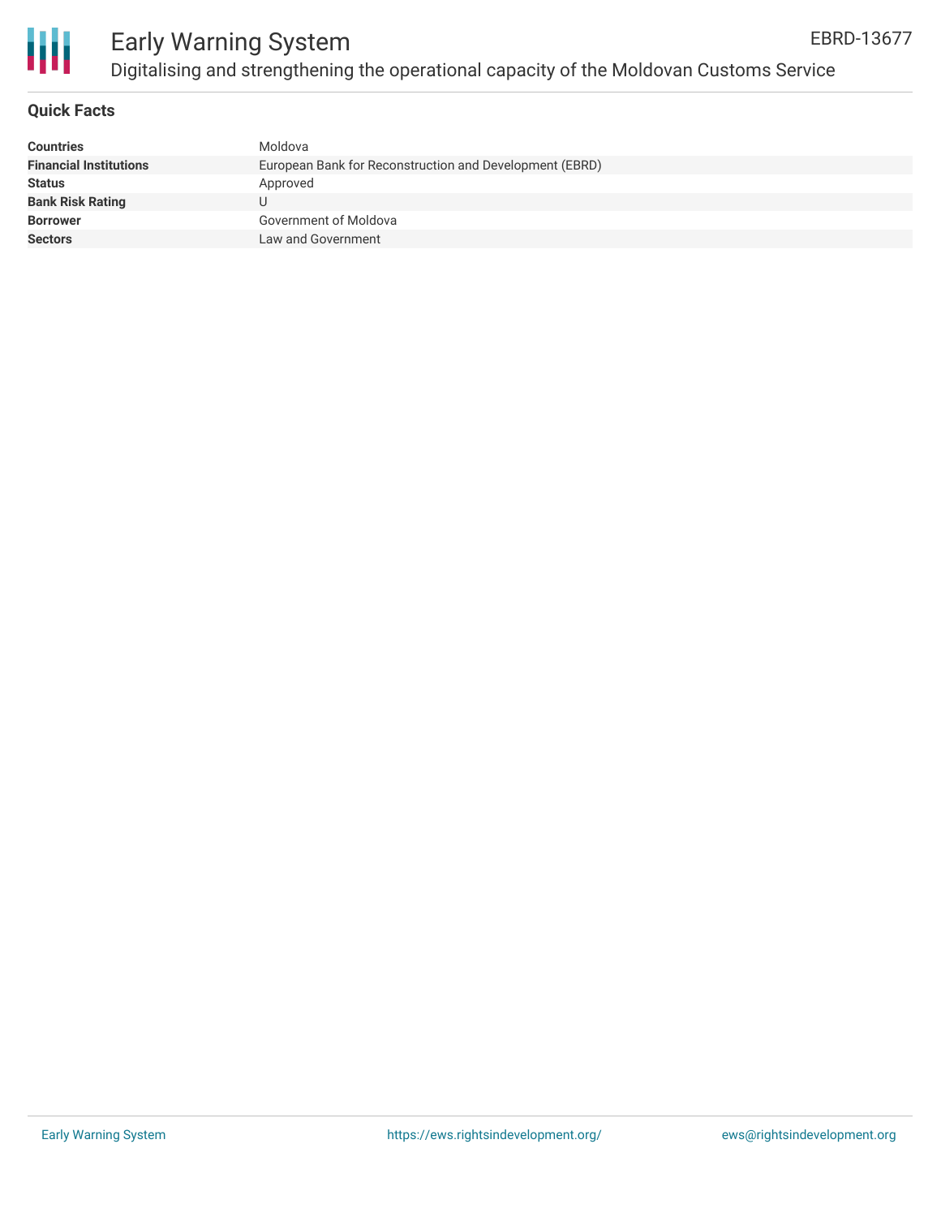# Early Warning System

## Digitalising and strengthening the operational capacity of the Moldovan Customs Service

EBRD-13677

### Quick Facts

| | |
|---|---|
| **Countries** | Moldova |
| **Financial Institutions** | European Bank for Reconstruction and Development (EBRD) |
| **Status** | Approved |
| **Bank Risk Rating** | U |
| **Borrower** | Government of Moldova |
| **Sectors** | Law and Government |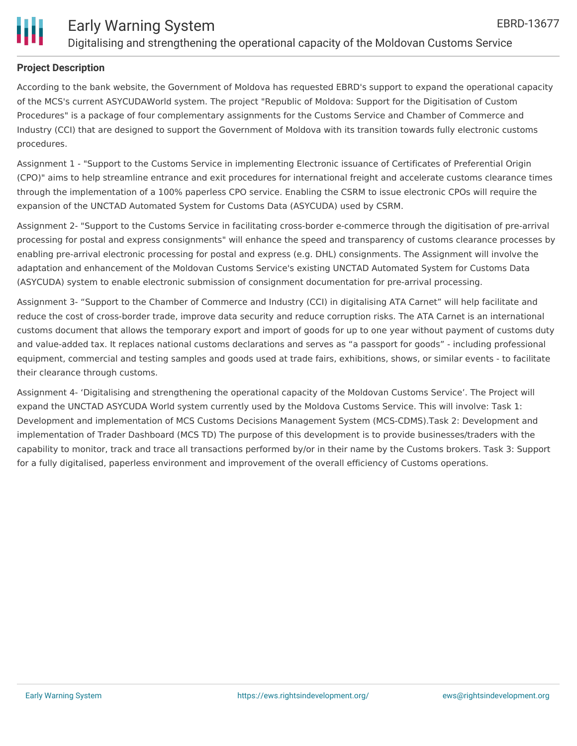**Project Description**

According to the bank website, the Government of Moldova has requested EBRD's support to expand the operational capacity of the MCS's current ASYCUDAWorld system. The project "Republic of Moldova: Support for the Digitisation of Custom Procedures" is a package of four complementary assignments for the Customs Service and Chamber of Commerce and Industry (CCI) that are designed to support the Government of Moldova with its transition towards fully electronic customs procedures.

Assignment 1 - "Support to the Customs Service in implementing Electronic issuance of Certificates of Preferential Origin (CPO)" aims to help streamline entrance and exit procedures for international freight and accelerate customs clearance times through the implementation of a 100% paperless CPO service. Enabling the CSRM to issue electronic CPOs will require the expansion of the UNCTAD Automated System for Customs Data (ASYCUDA) used by CSRM.

Assignment 2- "Support to the Customs Service in facilitating cross-border e-commerce through the digitisation of pre-arrival processing for postal and express consignments" will enhance the speed and transparency of customs clearance processes by enabling pre-arrival electronic processing for postal and express (e.g. DHL) consignments. The Assignment will involve the adaptation and enhancement of the Moldovan Customs Service's existing UNCTAD Automated System for Customs Data (ASYCUDA) system to enable electronic submission of consignment documentation for pre-arrival processing.

Assignment 3- "Support to the Chamber of Commerce and Industry (CCI) in digitalising ATA Carnet" will help facilitate and reduce the cost of cross-border trade, improve data security and reduce corruption risks. The ATA Carnet is an international customs document that allows the temporary export and import of goods for up to one year without payment of customs duty and value-added tax. It replaces national customs declarations and serves as "a passport for goods" - including professional equipment, commercial and testing samples and goods used at trade fairs, exhibitions, shows, or similar events - to facilitate their clearance through customs.

Assignment 4- 'Digitalising and strengthening the operational capacity of the Moldovan Customs Service'. The Project will expand the UNCTAD ASYCUDA World system currently used by the Moldova Customs Service. This will involve: Task 1: Development and implementation of MCS Customs Decisions Management System (MCS-CDMS).Task 2: Development and implementation of Trader Dashboard (MCS TD) The purpose of this development is to provide businesses/traders with the capability to monitor, track and trace all transactions performed by/or in their name by the Customs brokers. Task 3: Support for a fully digitalised, paperless environment and improvement of the overall efficiency of Customs operations.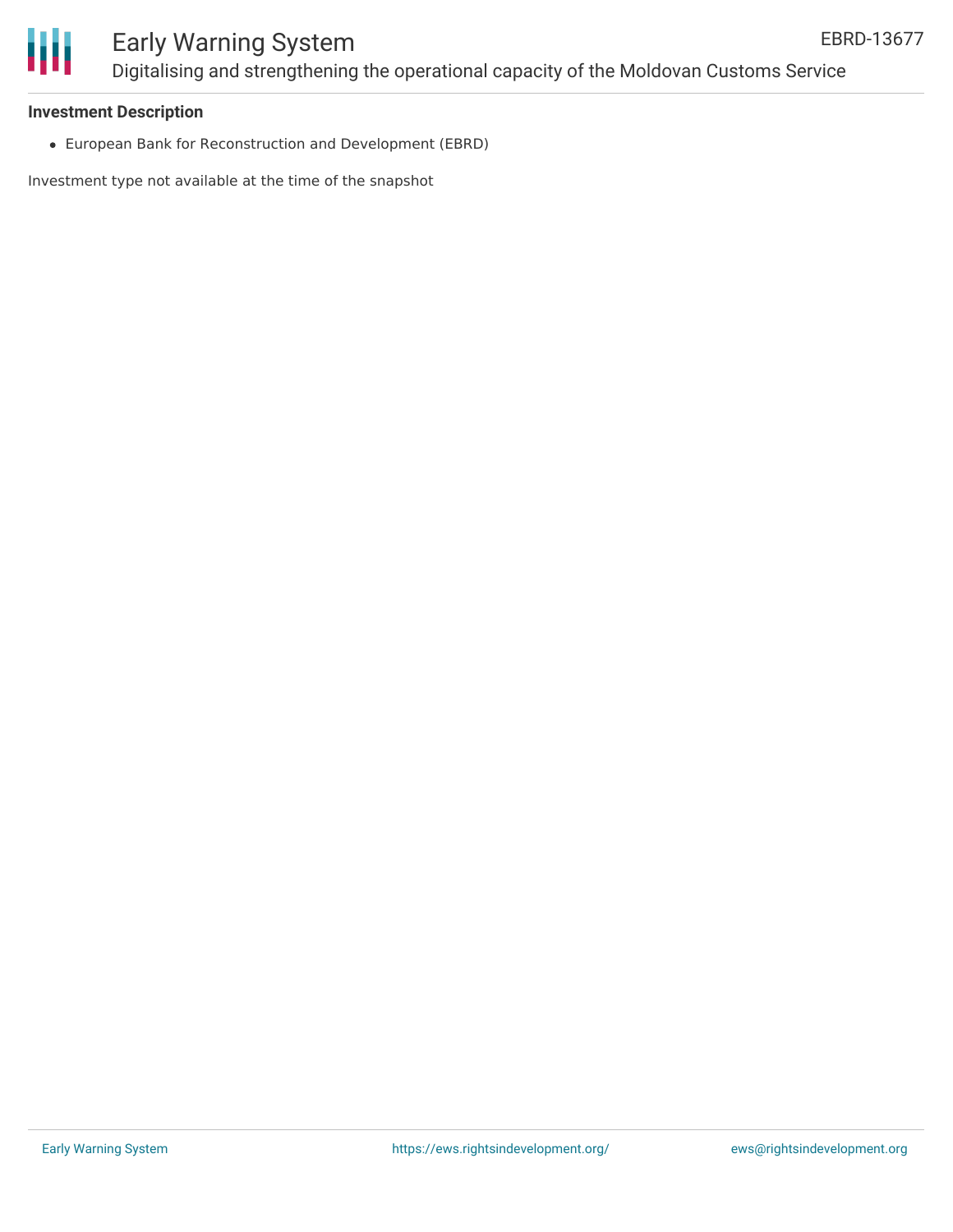### Investment Description

- European Bank for Reconstruction and Development (EBRD)

Investment type not available at the time of the snapshot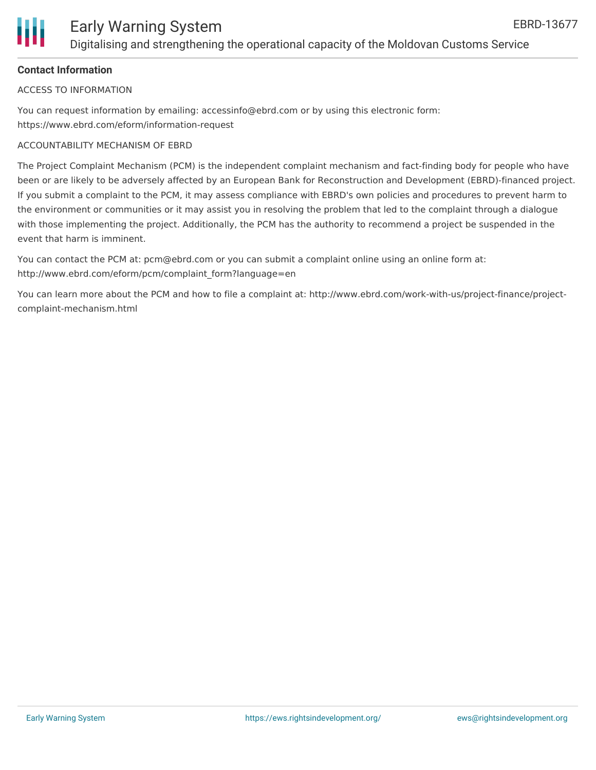**Contact Information**

ACCESS TO INFORMATION

You can request information by emailing: accessinfo@ebrd.com or by using this electronic form: https://www.ebrd.com/eform/information-request

ACCOUNTABILITY MECHANISM OF EBRD

The Project Complaint Mechanism (PCM) is the independent complaint mechanism and fact-finding body for people who have been or are likely to be adversely affected by an European Bank for Reconstruction and Development (EBRD)-financed project. If you submit a complaint to the PCM, it may assess compliance with EBRD's own policies and procedures to prevent harm to the environment or communities or it may assist you in resolving the problem that led to the complaint through a dialogue with those implementing the project. Additionally, the PCM has the authority to recommend a project be suspended in the event that harm is imminent.

You can contact the PCM at: pcm@ebrd.com or you can submit a complaint online using an online form at: http://www.ebrd.com/eform/pcm/complaint_form?language=en

You can learn more about the PCM and how to file a complaint at: http://www.ebrd.com/work-with-us/project-finance/project-complaint-mechanism.html